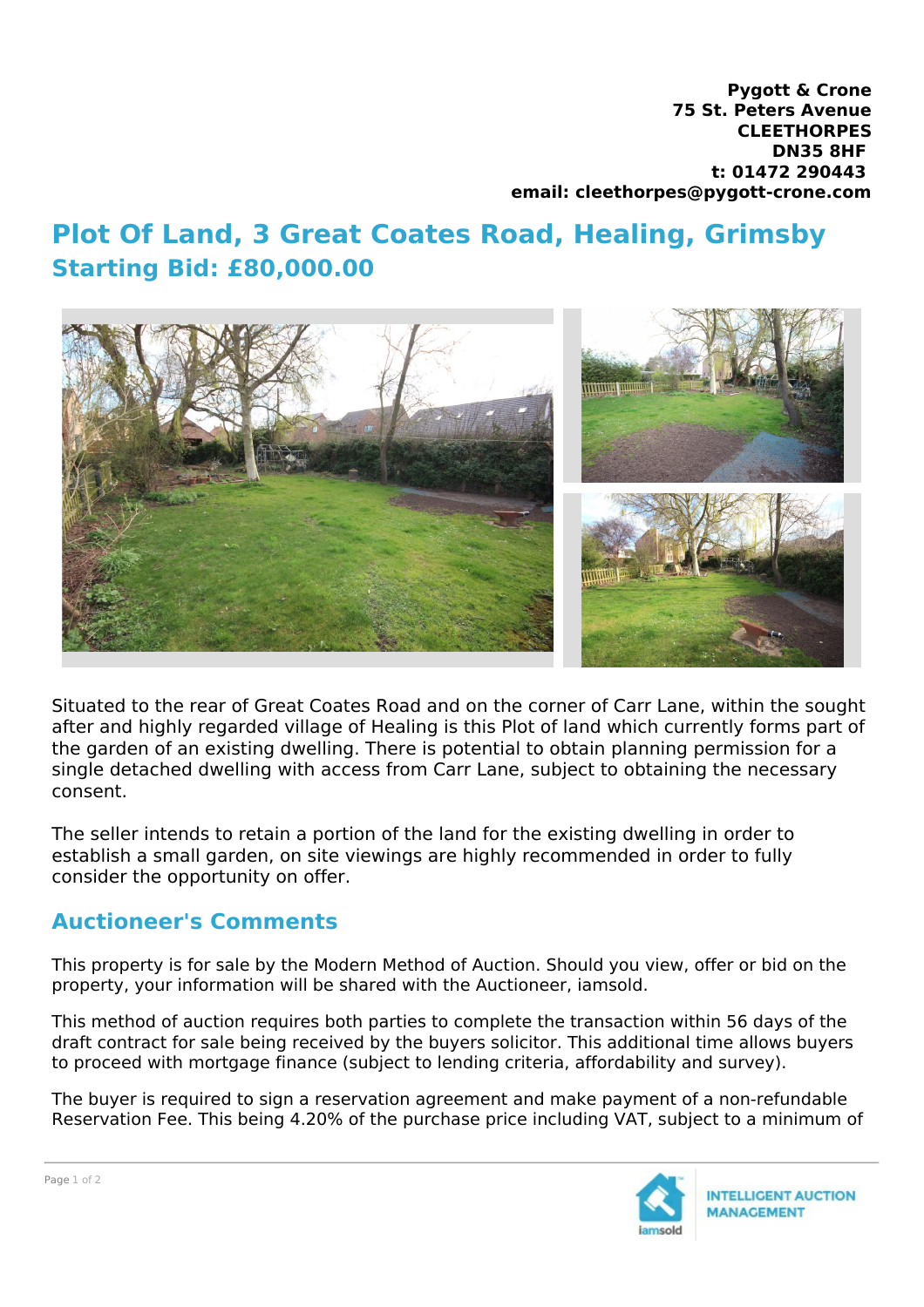**Pygott & Crone**
**75 St. Peters Avenue**
**CLEETHORPES**
**DN35 8HF**
**t: 01472 290443**
**email: cleethorpes@pygott-crone.com**

# Plot Of Land, 3 Great Coates Road, Healing, Grimsby

## Starting Bid: £80,000.00

Situated to the rear of Great Coates Road and on the corner of Carr Lane, within the sought after and highly regarded village of Healing is this Plot of land which currently forms part of the garden of an existing dwelling. There is potential to obtain planning permission for a single detached dwelling with access from Carr Lane, subject to obtaining the necessary consent.

The seller intends to retain a portion of the land for the existing dwelling in order to establish a small garden, on site viewings are highly recommended in order to fully consider the opportunity on offer.

## Auctioneer's Comments

This property is for sale by the Modern Method of Auction. Should you view, offer or bid on the property, your information will be shared with the Auctioneer, iamsold.

This method of auction requires both parties to complete the transaction within 56 days of the draft contract for sale being received by the buyers solicitor. This additional time allows buyers to proceed with mortgage finance (subject to lending criteria, affordability and survey).

The buyer is required to sign a reservation agreement and make payment of a non-refundable Reservation Fee. This being 4.20% of the purchase price including VAT, subject to a minimum of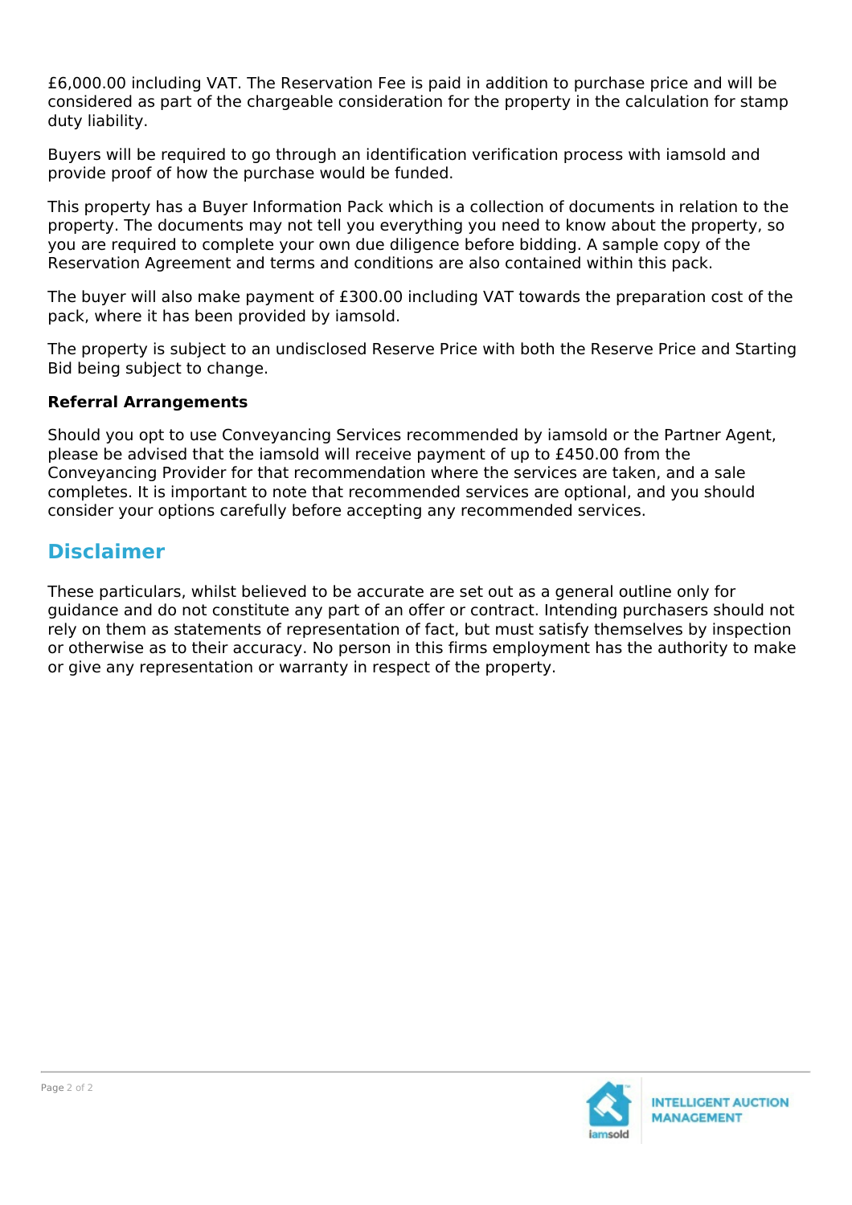£6,000.00 including VAT. The Reservation Fee is paid in addition to purchase price and will be considered as part of the chargeable consideration for the property in the calculation for stamp duty liability.

Buyers will be required to go through an identification verification process with iamsold and provide proof of how the purchase would be funded.

This property has a Buyer Information Pack which is a collection of documents in relation to the property. The documents may not tell you everything you need to know about the property, so you are required to complete your own due diligence before bidding. A sample copy of the Reservation Agreement and terms and conditions are also contained within this pack.

The buyer will also make payment of £300.00 including VAT towards the preparation cost of the pack, where it has been provided by iamsold.

The property is subject to an undisclosed Reserve Price with both the Reserve Price and Starting Bid being subject to change.

**Referral Arrangements**

Should you opt to use Conveyancing Services recommended by iamsold or the Partner Agent, please be advised that the iamsold will receive payment of up to £450.00 from the Conveyancing Provider for that recommendation where the services are taken, and a sale completes. It is important to note that recommended services are optional, and you should consider your options carefully before accepting any recommended services.

## Disclaimer

These particulars, whilst believed to be accurate are set out as a general outline only for guidance and do not constitute any part of an offer or contract. Intending purchasers should not rely on them as statements of representation of fact, but must satisfy themselves by inspection or otherwise as to their accuracy. No person in this firms employment has the authority to make or give any representation or warranty in respect of the property.